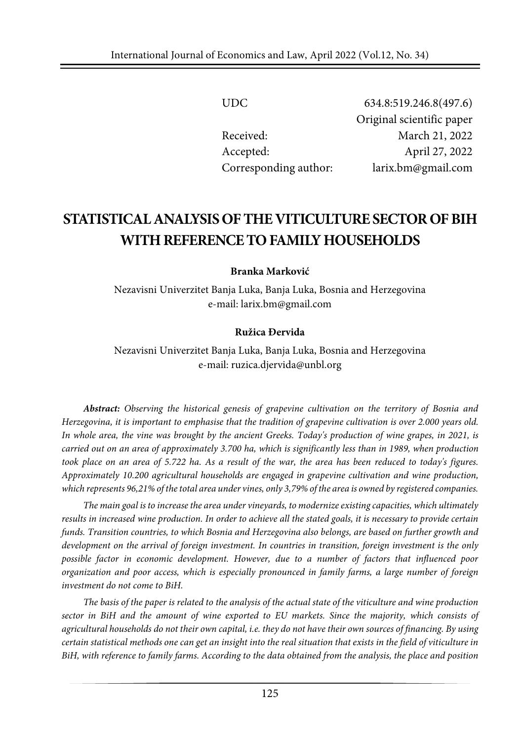| UDC | 634.8:519.246.8(497.6) |
| --- | --- |
| | Original scientific paper |
| Received: | March 21, 2022 |
| Accepted: | April 27, 2022 |
| Corresponding author: | larix.bm@gmail.com |

# STATISTICAL ANALYSIS OF THE VITICULTURE SECTOR OF BIH WITH REFERENCE TO FAMILY HOUSEHOLDS

**Branka Marković**

Nezavisni Univerzitet Banja Luka, Banja Luka, Bosnia and Herzegovina
e-mail: larix.bm@gmail.com

**Ružica Đervida**

Nezavisni Univerzitet Banja Luka, Banja Luka, Bosnia and Herzegovina
e-mail: ruzica.djervida@unbl.org

***Abstract:*** *Observing the historical genesis of grapevine cultivation on the territory of Bosnia and Herzegovina, it is important to emphasise that the tradition of grapevine cultivation is over 2.000 years old. In whole area, the vine was brought by the ancient Greeks. Today's production of wine grapes, in 2021, is carried out on an area of approximately 3.700 ha, which is significantly less than in 1989, when production took place on an area of 5.722 ha. As a result of the war, the area has been reduced to today's figures. Approximately 10.200 agricultural households are engaged in grapevine cultivation and wine production, which represents 96,21% of the total area under vines, only 3,79% of the area is owned by registered companies.*

*The main goal is to increase the area under vineyards, to modernize existing capacities, which ultimately results in increased wine production. In order to achieve all the stated goals, it is necessary to provide certain funds. Transition countries, to which Bosnia and Herzegovina also belongs, are based on further growth and development on the arrival of foreign investment. In countries in transition, foreign investment is the only possible factor in economic development. However, due to a number of factors that influenced poor organization and poor access, which is especially pronounced in family farms, a large number of foreign investment do not come to BiH.*

*The basis of the paper is related to the analysis of the actual state of the viticulture and wine production sector in BiH and the amount of wine exported to EU markets. Since the majority, which consists of agricultural households do not their own capital, i.e. they do not have their own sources of financing. By using certain statistical methods one can get an insight into the real situation that exists in the field of viticulture in BiH, with reference to family farms. According to the data obtained from the analysis, the place and position*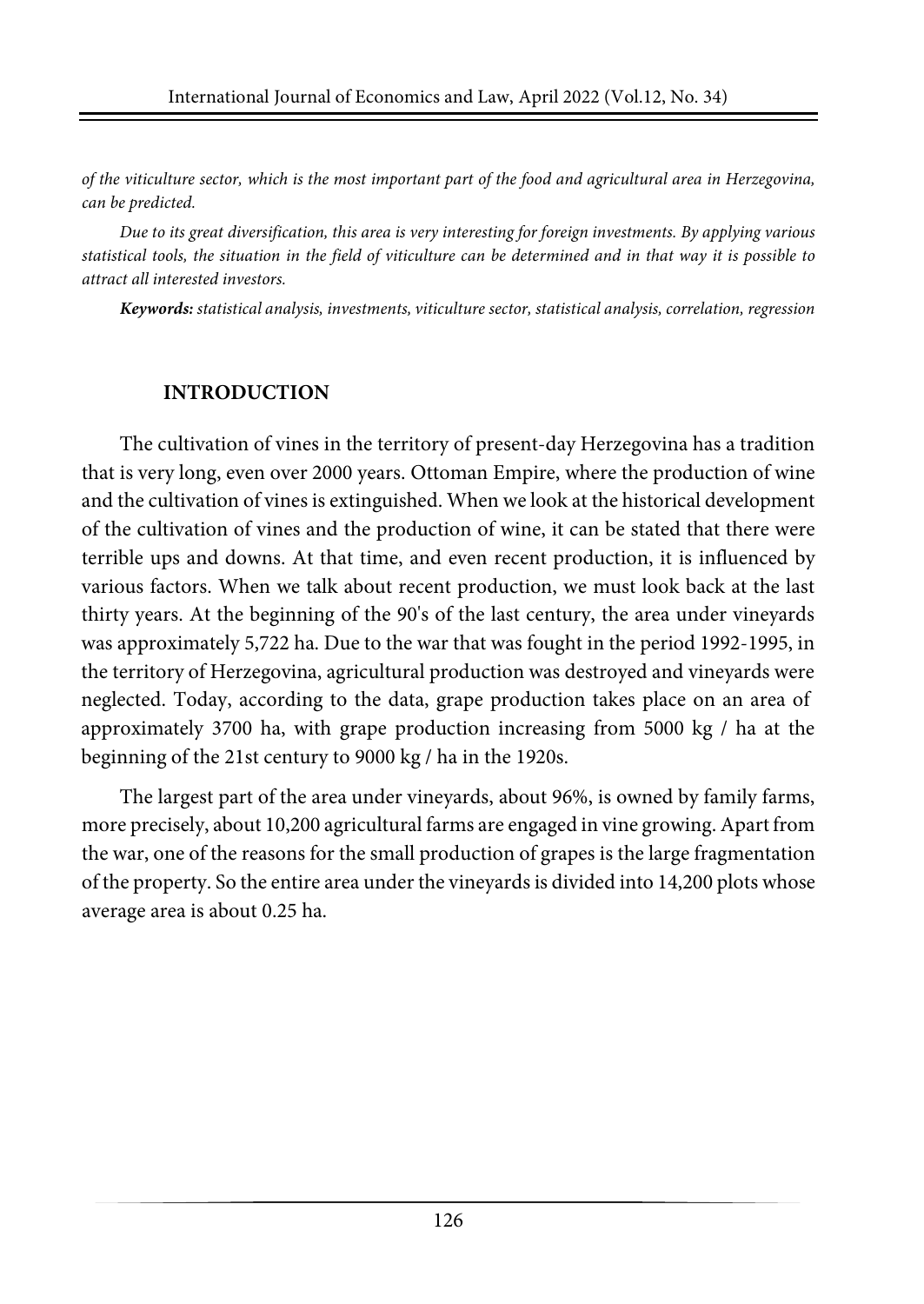*of the viticulture sector, which is the most important part of the food and agricultural area in Herzegovina, can be predicted.*

*Due to its great diversification, this area is very interesting for foreign investments. By applying various statistical tools, the situation in the field of viticulture can be determined and in that way it is possible to attract all interested investors.*

***Keywords:** statistical analysis, investments, viticulture sector, statistical analysis, correlation, regression*

## INTRODUCTION

The cultivation of vines in the territory of present-day Herzegovina has a tradition that is very long, even over 2000 years. Ottoman Empire, where the production of wine and the cultivation of vines is extinguished. When we look at the historical development of the cultivation of vines and the production of wine, it can be stated that there were terrible ups and downs. At that time, and even recent production, it is influenced by various factors. When we talk about recent production, we must look back at the last thirty years. At the beginning of the 90's of the last century, the area under vineyards was approximately 5,722 ha. Due to the war that was fought in the period 1992-1995, in the territory of Herzegovina, agricultural production was destroyed and vineyards were neglected. Today, according to the data, grape production takes place on an area of approximately 3700 ha, with grape production increasing from 5000 kg / ha at the beginning of the 21st century to 9000 kg / ha in the 1920s.

The largest part of the area under vineyards, about 96%, is owned by family farms, more precisely, about 10,200 agricultural farms are engaged in vine growing. Apart from the war, one of the reasons for the small production of grapes is the large fragmentation of the property. So the entire area under the vineyards is divided into 14,200 plots whose average area is about 0.25 ha.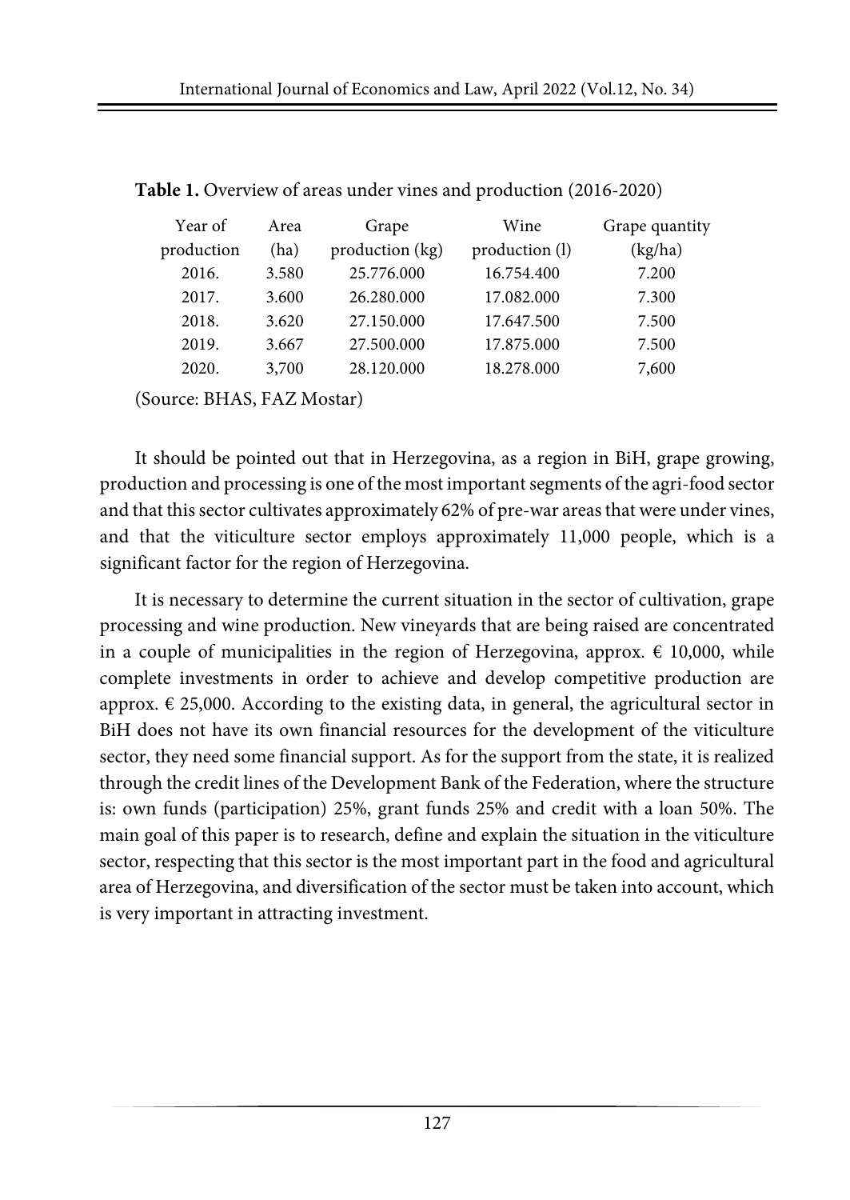**Table 1.** Overview of areas under vines and production (2016-2020)

| Year of production | Area (ha) | Grape production (kg) | Wine production (l) | Grape quantity (kg/ha) |
|---|---|---|---|---|
| 2016. | 3.580 | 25.776.000 | 16.754.400 | 7.200 |
| 2017. | 3.600 | 26.280.000 | 17.082.000 | 7.300 |
| 2018. | 3.620 | 27.150.000 | 17.647.500 | 7.500 |
| 2019. | 3.667 | 27.500.000 | 17.875.000 | 7.500 |
| 2020. | 3,700 | 28.120.000 | 18.278.000 | 7,600 |

(Source: BHAS, FAZ Mostar)

It should be pointed out that in Herzegovina, as a region in BiH, grape growing, production and processing is one of the most important segments of the agri-food sector and that this sector cultivates approximately 62% of pre-war areas that were under vines, and that the viticulture sector employs approximately 11,000 people, which is a significant factor for the region of Herzegovina.

It is necessary to determine the current situation in the sector of cultivation, grape processing and wine production. New vineyards that are being raised are concentrated in a couple of municipalities in the region of Herzegovina, approx. € 10,000, while complete investments in order to achieve and develop competitive production are approx. € 25,000. According to the existing data, in general, the agricultural sector in BiH does not have its own financial resources for the development of the viticulture sector, they need some financial support. As for the support from the state, it is realized through the credit lines of the Development Bank of the Federation, where the structure is: own funds (participation) 25%, grant funds 25% and credit with a loan 50%. The main goal of this paper is to research, define and explain the situation in the viticulture sector, respecting that this sector is the most important part in the food and agricultural area of Herzegovina, and diversification of the sector must be taken into account, which is very important in attracting investment.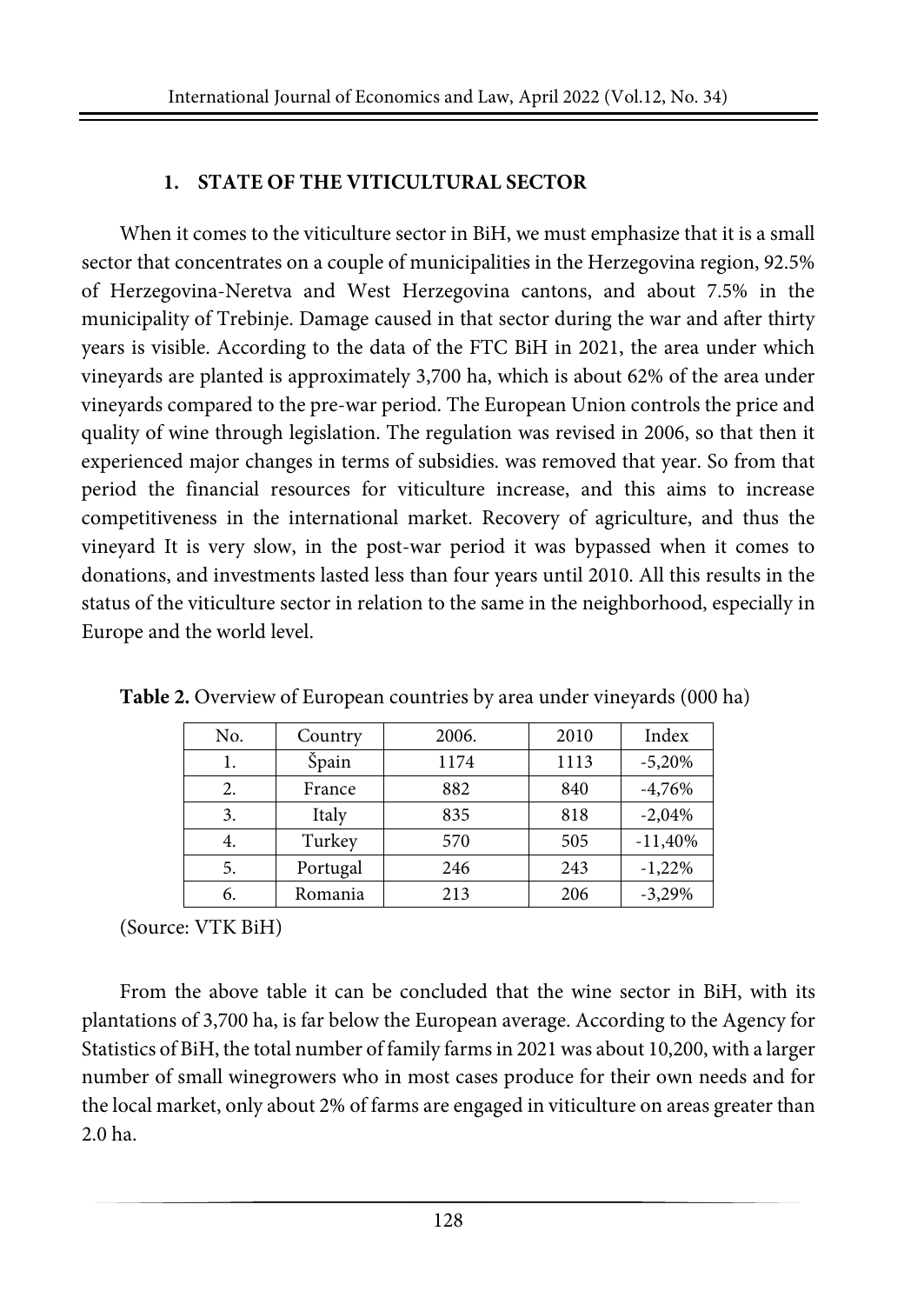## 1. STATE OF THE VITICULTURAL SECTOR

When it comes to the viticulture sector in BiH, we must emphasize that it is a small sector that concentrates on a couple of municipalities in the Herzegovina region, 92.5% of Herzegovina-Neretva and West Herzegovina cantons, and about 7.5% in the municipality of Trebinje. Damage caused in that sector during the war and after thirty years is visible. According to the data of the FTC BiH in 2021, the area under which vineyards are planted is approximately 3,700 ha, which is about 62% of the area under vineyards compared to the pre-war period. The European Union controls the price and quality of wine through legislation. The regulation was revised in 2006, so that then it experienced major changes in terms of subsidies. was removed that year. So from that period the financial resources for viticulture increase, and this aims to increase competitiveness in the international market. Recovery of agriculture, and thus the vineyard It is very slow, in the post-war period it was bypassed when it comes to donations, and investments lasted less than four years until 2010. All this results in the status of the viticulture sector in relation to the same in the neighborhood, especially in Europe and the world level.

**Table 2.** Overview of European countries by area under vineyards (000 ha)

| No. | Country | 2006. | 2010 | Index |
|---|---|---|---|---|
| 1. | Špain | 1174 | 1113 | -5,20% |
| 2. | France | 882 | 840 | -4,76% |
| 3. | Italy | 835 | 818 | -2,04% |
| 4. | Turkey | 570 | 505 | -11,40% |
| 5. | Portugal | 246 | 243 | -1,22% |
| 6. | Romania | 213 | 206 | -3,29% |

(Source: VTK BiH)

From the above table it can be concluded that the wine sector in BiH, with its plantations of 3,700 ha, is far below the European average. According to the Agency for Statistics of BiH, the total number of family farms in 2021 was about 10,200, with a larger number of small winegrowers who in most cases produce for their own needs and for the local market, only about 2% of farms are engaged in viticulture on areas greater than 2.0 ha.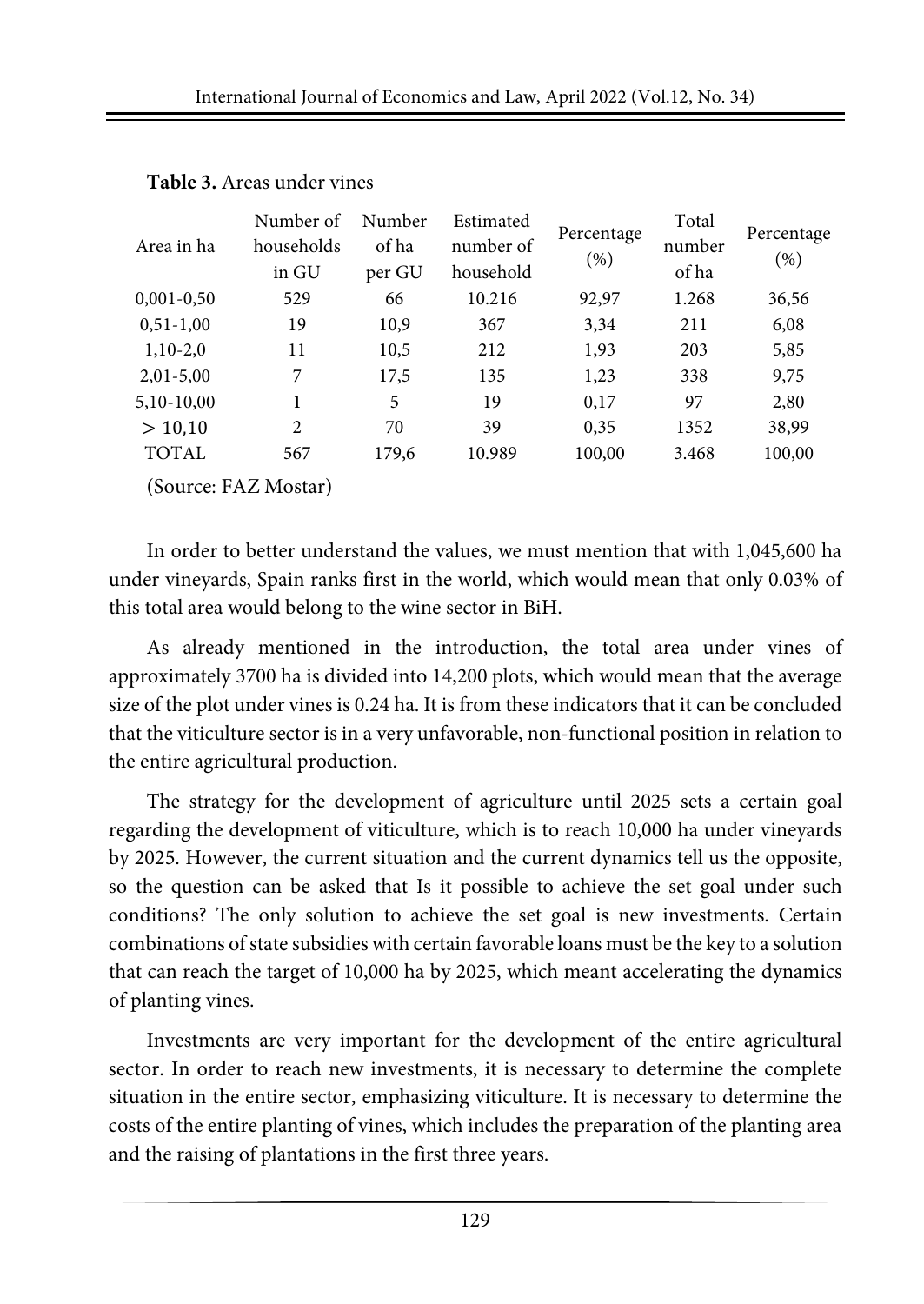**Table 3.** Areas under vines

| Area in ha | Number of households in GU | Number of ha per GU | Estimated number of household | Percentage (%) | Total number of ha | Percentage (%) |
|---|---|---|---|---|---|---|
| 0,001-0,50 | 529 | 66 | 10.216 | 92,97 | 1.268 | 36,56 |
| 0,51-1,00 | 19 | 10,9 | 367 | 3,34 | 211 | 6,08 |
| 1,10-2,0 | 11 | 10,5 | 212 | 1,93 | 203 | 5,85 |
| 2,01-5,00 | 7 | 17,5 | 135 | 1,23 | 338 | 9,75 |
| 5,10-10,00 | 1 | 5 | 19 | 0,17 | 97 | 2,80 |
| > 10,10 | 2 | 70 | 39 | 0,35 | 1352 | 38,99 |
| TOTAL | 567 | 179,6 | 10.989 | 100,00 | 3.468 | 100,00 |

(Source: FAZ Mostar)

In order to better understand the values, we must mention that with 1,045,600 ha under vineyards, Spain ranks first in the world, which would mean that only 0.03% of this total area would belong to the wine sector in BiH.

As already mentioned in the introduction, the total area under vines of approximately 3700 ha is divided into 14,200 plots, which would mean that the average size of the plot under vines is 0.24 ha. It is from these indicators that it can be concluded that the viticulture sector is in a very unfavorable, non-functional position in relation to the entire agricultural production.

The strategy for the development of agriculture until 2025 sets a certain goal regarding the development of viticulture, which is to reach 10,000 ha under vineyards by 2025. However, the current situation and the current dynamics tell us the opposite, so the question can be asked that Is it possible to achieve the set goal under such conditions? The only solution to achieve the set goal is new investments. Certain combinations of state subsidies with certain favorable loans must be the key to a solution that can reach the target of 10,000 ha by 2025, which meant accelerating the dynamics of planting vines.

Investments are very important for the development of the entire agricultural sector. In order to reach new investments, it is necessary to determine the complete situation in the entire sector, emphasizing viticulture. It is necessary to determine the costs of the entire planting of vines, which includes the preparation of the planting area and the raising of plantations in the first three years.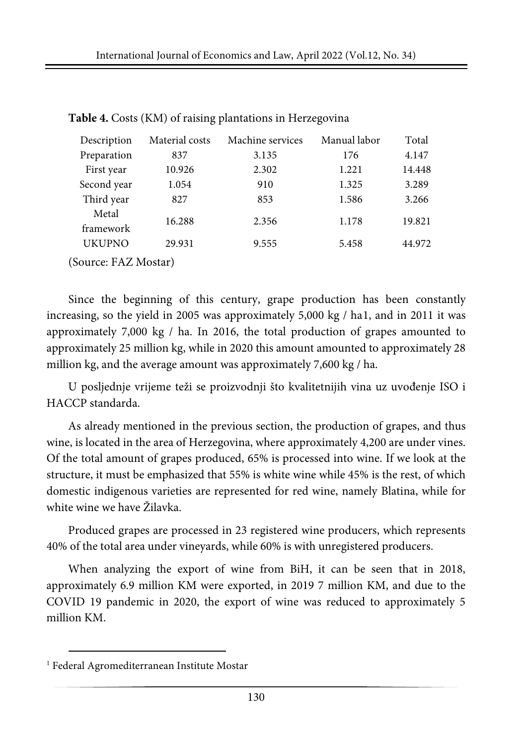**Table 4.** Costs (KM) of raising plantations in Herzegovina

| Description | Material costs | Machine services | Manual labor | Total |
|---|---|---|---|---|
| Preparation | 837 | 3.135 | 176 | 4.147 |
| First year | 10.926 | 2.302 | 1.221 | 14.448 |
| Second year | 1.054 | 910 | 1.325 | 3.289 |
| Third year | 827 | 853 | 1.586 | 3.266 |
| Metal framework | 16.288 | 2.356 | 1.178 | 19.821 |
| UKUPNO | 29.931 | 9.555 | 5.458 | 44.972 |

(Source: FAZ Mostar)

Since the beginning of this century, grape production has been constantly increasing, so the yield in 2005 was approximately 5,000 kg / ha[1], and in 2011 it was approximately 7,000 kg / ha. In 2016, the total production of grapes amounted to approximately 25 million kg, while in 2020 this amount amounted to approximately 28 million kg, and the average amount was approximately 7,600 kg / ha.

U posljednje vrijeme teži se proizvodnji što kvalitetnijih vina uz uvođenje ISO i HACCP standarda.

As already mentioned in the previous section, the production of grapes, and thus wine, is located in the area of Herzegovina, where approximately 4,200 are under vines. Of the total amount of grapes produced, 65% is processed into wine. If we look at the structure, it must be emphasized that 55% is white wine while 45% is the rest, of which domestic indigenous varieties are represented for red wine, namely Blatina, while for white wine we have Žilavka.

Produced grapes are processed in 23 registered wine producers, which represents 40% of the total area under vineyards, while 60% is with unregistered producers.

When analyzing the export of wine from BiH, it can be seen that in 2018, approximately 6.9 million KM were exported, in 2019 7 million KM, and due to the COVID 19 pandemic in 2020, the export of wine was reduced to approximately 5 million KM.

[1] Federal Agromediterranean Institute Mostar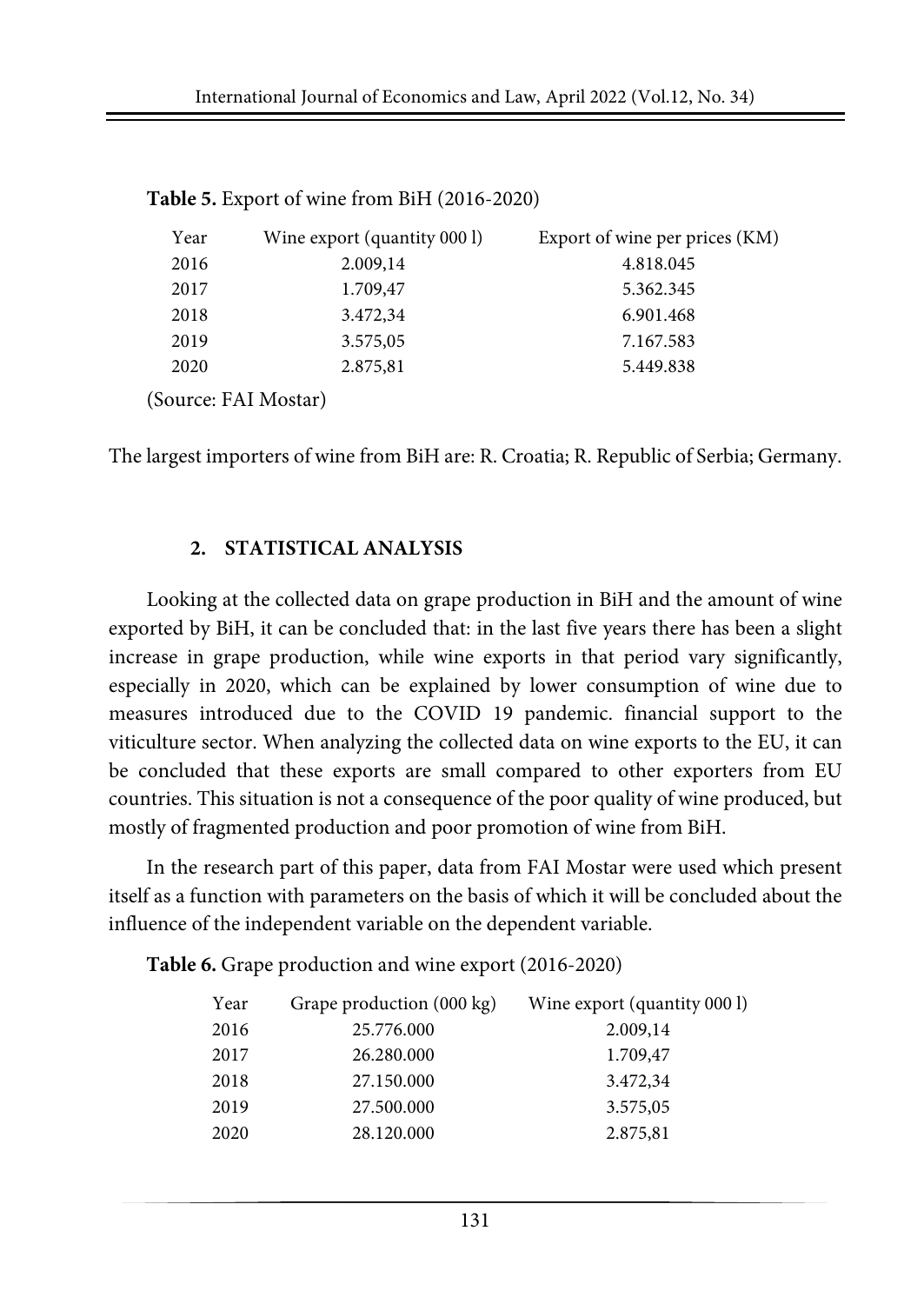**Table 5.** Export of wine from BiH (2016-2020)

| Year | Wine export (quantity 000 l) | Export of wine per prices (KM) |
|---|---|---|
| 2016 | 2.009,14 | 4.818.045 |
| 2017 | 1.709,47 | 5.362.345 |
| 2018 | 3.472,34 | 6.901.468 |
| 2019 | 3.575,05 | 7.167.583 |
| 2020 | 2.875,81 | 5.449.838 |

(Source: FAI Mostar)

The largest importers of wine from BiH are: R. Croatia; R. Republic of Serbia; Germany.

## 2. STATISTICAL ANALYSIS

Looking at the collected data on grape production in BiH and the amount of wine exported by BiH, it can be concluded that: in the last five years there has been a slight increase in grape production, while wine exports in that period vary significantly, especially in 2020, which can be explained by lower consumption of wine due to measures introduced due to the COVID 19 pandemic. financial support to the viticulture sector. When analyzing the collected data on wine exports to the EU, it can be concluded that these exports are small compared to other exporters from EU countries. This situation is not a consequence of the poor quality of wine produced, but mostly of fragmented production and poor promotion of wine from BiH.

In the research part of this paper, data from FAI Mostar were used which present itself as a function with parameters on the basis of which it will be concluded about the influence of the independent variable on the dependent variable.

**Table 6.** Grape production and wine export (2016-2020)

| Year | Grape production (000 kg) | Wine export (quantity 000 l) |
|---|---|---|
| 2016 | 25.776.000 | 2.009,14 |
| 2017 | 26.280.000 | 1.709,47 |
| 2018 | 27.150.000 | 3.472,34 |
| 2019 | 27.500.000 | 3.575,05 |
| 2020 | 28.120.000 | 2.875,81 |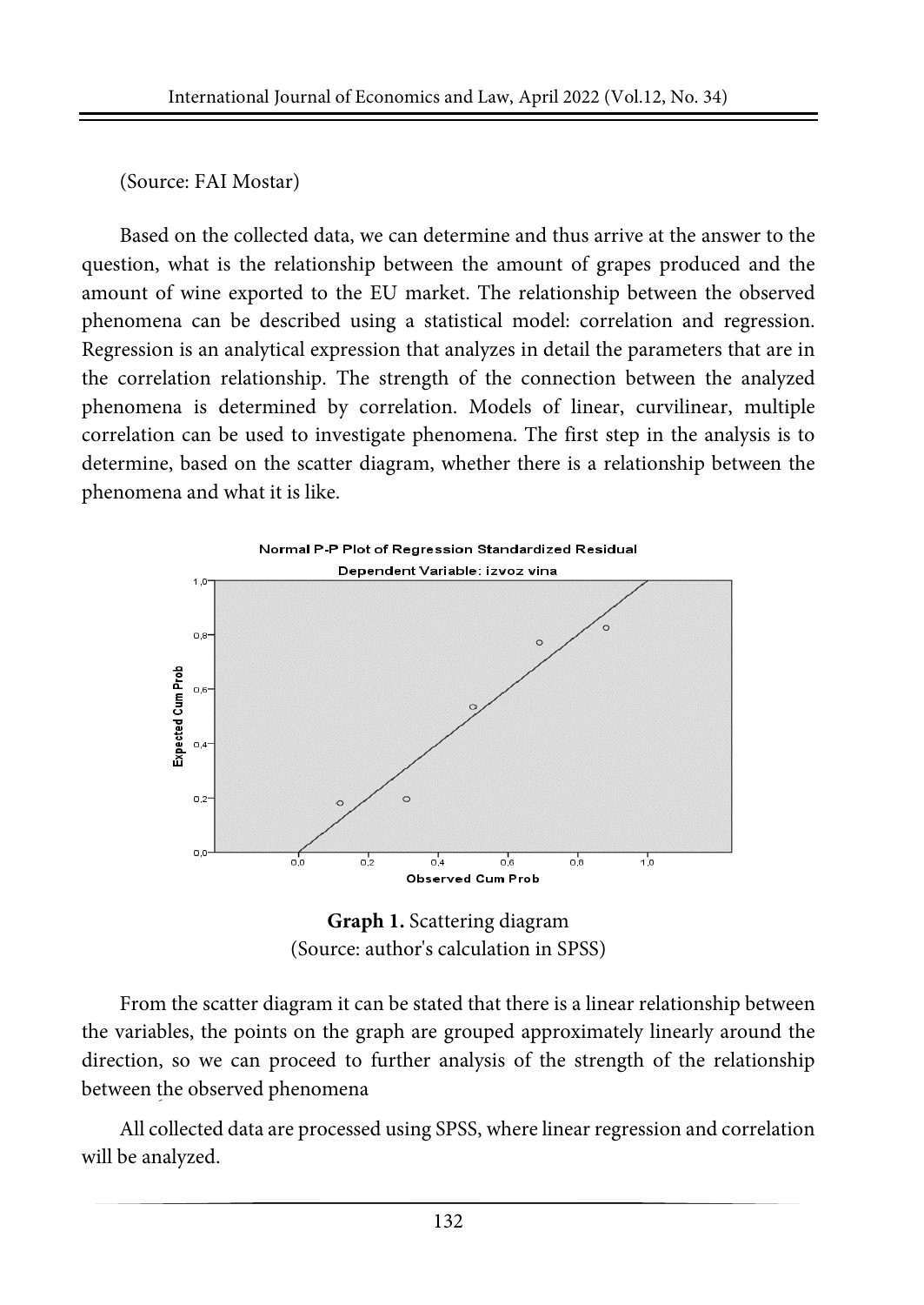(Source: FAI Mostar)

Based on the collected data, we can determine and thus arrive at the answer to the question, what is the relationship between the amount of grapes produced and the amount of wine exported to the EU market. The relationship between the observed phenomena can be described using a statistical model: correlation and regression. Regression is an analytical expression that analyzes in detail the parameters that are in the correlation relationship. The strength of the connection between the analyzed phenomena is determined by correlation. Models of linear, curvilinear, multiple correlation can be used to investigate phenomena. The first step in the analysis is to determine, based on the scatter diagram, whether there is a relationship between the phenomena and what it is like.

**Graph 1.** Scattering diagram
(Source: author's calculation in SPSS)

From the scatter diagram it can be stated that there is a linear relationship between the variables, the points on the graph are grouped approximately linearly around the direction, so we can proceed to further analysis of the strength of the relationship between the observed phenomena

All collected data are processed using SPSS, where linear regression and correlation will be analyzed.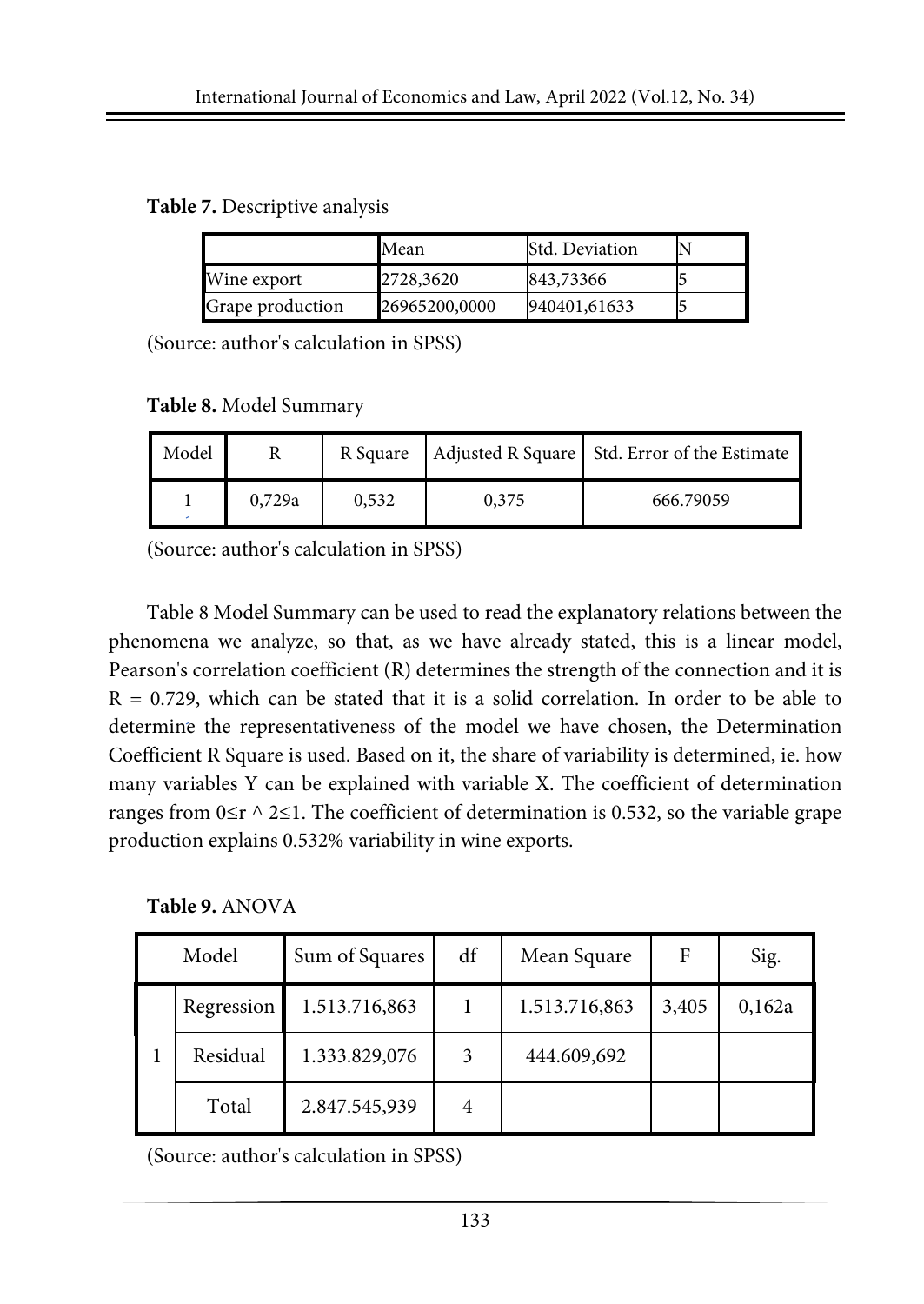**Table 7.** Descriptive analysis

| | Mean | Std. Deviation | N |
|---|---|---|---|
| Wine export | 2728,3620 | 843,73366 | 5 |
| Grape production | 26965200,0000 | 940401,61633 | 5 |

(Source: author's calculation in SPSS)

**Table 8.** Model Summary

| Model | R | R Square | Adjusted R Square | Std. Error of the Estimate |
|---|---|---|---|---|
| 1 | 0,729a | 0,532 | 0,375 | 666.79059 |

(Source: author's calculation in SPSS)

Table 8 Model Summary can be used to read the explanatory relations between the phenomena we analyze, so that, as we have already stated, this is a linear model, Pearson's correlation coefficient (R) determines the strength of the connection and it is R = 0.729, which can be stated that it is a solid correlation. In order to be able to determine the representativeness of the model we have chosen, the Determination Coefficient R Square is used. Based on it, the share of variability is determined, ie. how many variables Y can be explained with variable X. The coefficient of determination ranges from 0≤r ^ 2≤1. The coefficient of determination is 0.532, so the variable grape production explains 0.532% variability in wine exports.

**Table 9.** ANOVA

| Model | | Sum of Squares | df | Mean Square | F | Sig. |
|---|---|---|---|---|---|---|
| 1 | Regression | 1.513.716,863 | 1 | 1.513.716,863 | 3,405 | 0,162a |
| | Residual | 1.333.829,076 | 3 | 444.609,692 | | |
| | Total | 2.847.545,939 | 4 | | | |

(Source: author's calculation in SPSS)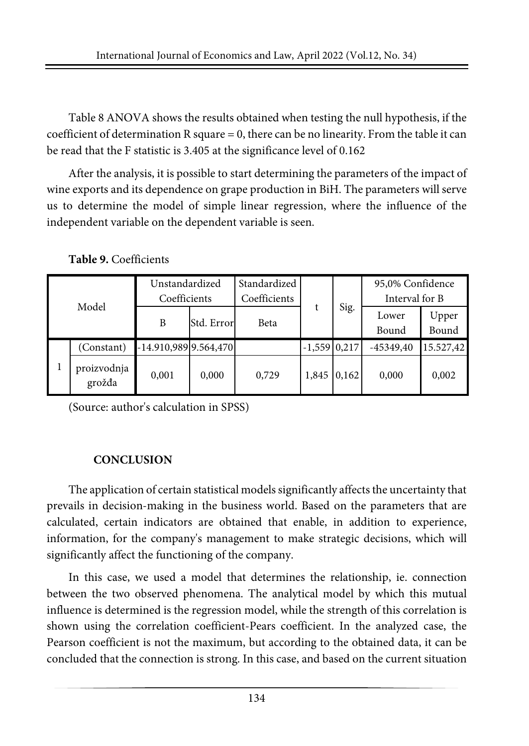Table 8 ANOVA shows the results obtained when testing the null hypothesis, if the coefficient of determination R square = 0, there can be no linearity. From the table it can be read that the F statistic is 3.405 at the significance level of 0.162

After the analysis, it is possible to start determining the parameters of the impact of wine exports and its dependence on grape production in BiH. The parameters will serve us to determine the model of simple linear regression, where the influence of the independent variable on the dependent variable is seen.

**Table 9.** Coefficients

| Model | | Unstandardized Coefficients | | Standardized Coefficients | t | Sig. | 95,0% Confidence Interval for B | |
|---|---|---|---|---|---|---|---|---|
| | | B | Std. Error | Beta | | | Lower Bound | Upper Bound |
| 1 | (Constant) | -14.910,989 | 9.564,470 | | -1,559 | 0,217 | -45349,40 | 15.527,42 |
| | proizvodnja grožđa | 0,001 | 0,000 | 0,729 | 1,845 | 0,162 | 0,000 | 0,002 |

(Source: author's calculation in SPSS)

## CONCLUSION

The application of certain statistical models significantly affects the uncertainty that prevails in decision-making in the business world. Based on the parameters that are calculated, certain indicators are obtained that enable, in addition to experience, information, for the company's management to make strategic decisions, which will significantly affect the functioning of the company.

In this case, we used a model that determines the relationship, ie. connection between the two observed phenomena. The analytical model by which this mutual influence is determined is the regression model, while the strength of this correlation is shown using the correlation coefficient-Pears coefficient. In the analyzed case, the Pearson coefficient is not the maximum, but according to the obtained data, it can be concluded that the connection is strong. In this case, and based on the current situation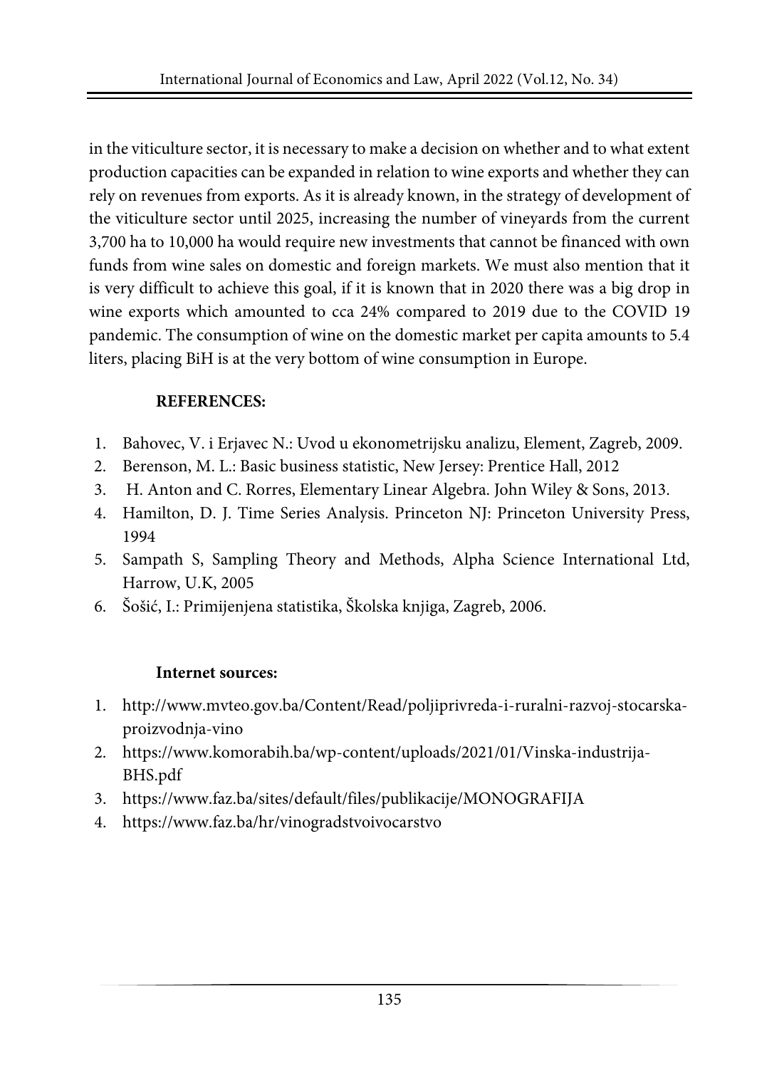in the viticulture sector, it is necessary to make a decision on whether and to what extent production capacities can be expanded in relation to wine exports and whether they can rely on revenues from exports. As it is already known, in the strategy of development of the viticulture sector until 2025, increasing the number of vineyards from the current 3,700 ha to 10,000 ha would require new investments that cannot be financed with own funds from wine sales on domestic and foreign markets. We must also mention that it is very difficult to achieve this goal, if it is known that in 2020 there was a big drop in wine exports which amounted to cca 24% compared to 2019 due to the COVID 19 pandemic. The consumption of wine on the domestic market per capita amounts to 5.4 liters, placing BiH is at the very bottom of wine consumption in Europe.

**REFERENCES:**

1. Bahovec, V. i Erjavec N.: Uvod u ekonometrijsku analizu, Element, Zagreb, 2009.
2. Berenson, M. L.: Basic business statistic, New Jersey: Prentice Hall, 2012
3. H. Anton and C. Rorres, Elementary Linear Algebra. John Wiley & Sons, 2013.
4. Hamilton, D. J. Time Series Analysis. Princeton NJ: Princeton University Press, 1994
5. Sampath S, Sampling Theory and Methods, Alpha Science International Ltd, Harrow, U.K, 2005
6. Šošić, I.: Primijenjena statistika, Školska knjiga, Zagreb, 2006.

**Internet sources:**

1. http://www.mvteo.gov.ba/Content/Read/poljiprivreda-i-ruralni-razvoj-stocarska-proizvodnja-vino
2. https://www.komorabih.ba/wp-content/uploads/2021/01/Vinska-industrija-BHS.pdf
3. https://www.faz.ba/sites/default/files/publikacije/MONOGRAFIJA
4. https://www.faz.ba/hr/vinogradstvoivocarstvo